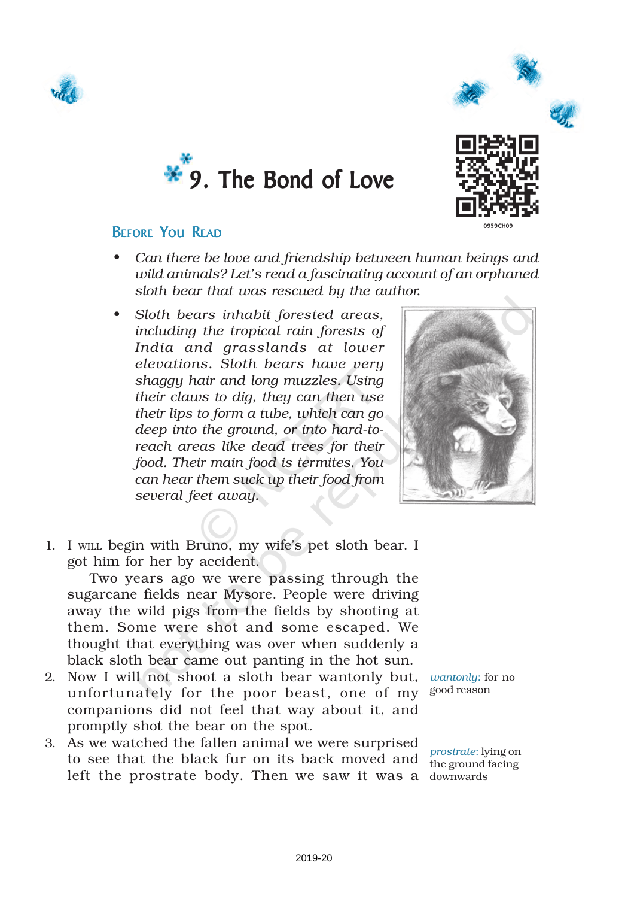# 9. The Bond of Love

## Before You Read

- *Can there be love and friendship between human beings and wild animals? Let's read a fascinating account of an orphaned sloth bear that was rescued by the author.*
- *Sloth bears inhabit forested areas, including the tropical rain forests of India and grasslands at lower elevations. Sloth bears have very shaggy hair and long muzzles. Using their claws to dig, they can then use their lips to form a tube, which can go deep into the ground, or into hard-to-reach areas like dead trees for their food. Their main food is termites. You can hear them suck up their food from several feet away.*

1. I WILL begin with Bruno, my wife's pet sloth bear. I got him for her by accident.

   Two years ago we were passing through the sugarcane fields near Mysore. People were driving away the wild pigs from the fields by shooting at them. Some were shot and some escaped. We thought that everything was over when suddenly a black sloth bear came out panting in the hot sun.

2. Now I will not shoot a sloth bear wantonly but, unfortunately for the poor beast, one of my companions did not feel that way about it, and promptly shot the bear on the spot.

3. As we watched the fallen animal we were surprised to see that the black fur on its back moved and left the prostrate body. Then we saw it was a

*wantonly*: for no good reason

*prostrate*: lying on the ground facing downwards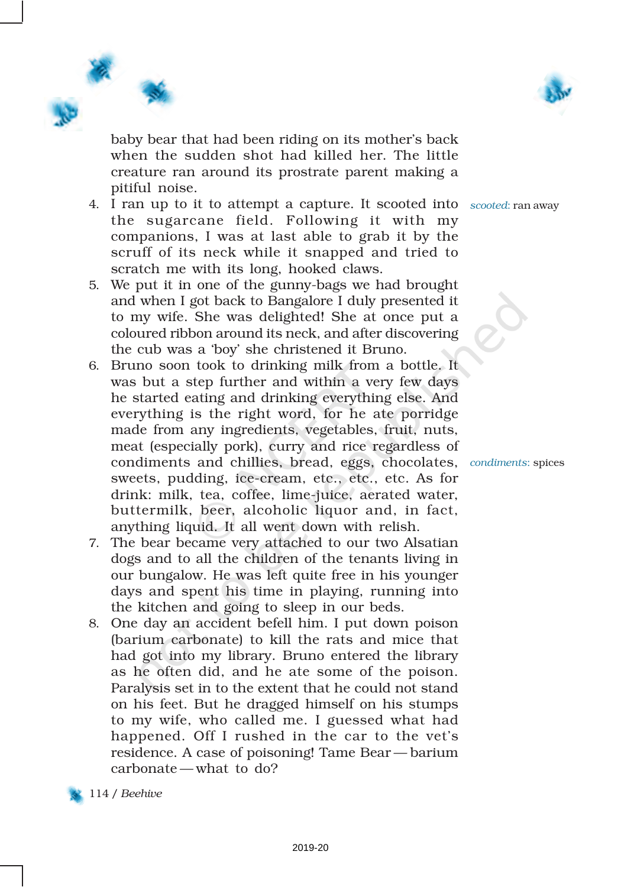baby bear that had been riding on its mother's back when the sudden shot had killed her. The little creature ran around its prostrate parent making a pitiful noise.

4. I ran up to it to attempt a capture. It scooted into the sugarcane field. Following it with my companions, I was at last able to grab it by the scruff of its neck while it snapped and tried to scratch me with its long, hooked claws.

*scooted:* ran away

5. We put it in one of the gunny-bags we had brought and when I got back to Bangalore I duly presented it to my wife. She was delighted! She at once put a coloured ribbon around its neck, and after discovering the cub was a 'boy' she christened it Bruno.

6. Bruno soon took to drinking milk from a bottle. It was but a step further and within a very few days he started eating and drinking everything else. And everything is the right word, for he ate porridge made from any ingredients, vegetables, fruit, nuts, meat (especially pork), curry and rice regardless of condiments and chillies, bread, eggs, chocolates, sweets, pudding, ice-cream, etc., etc., etc. As for drink: milk, tea, coffee, lime-juice, aerated water, buttermilk, beer, alcoholic liquor and, in fact, anything liquid. It all went down with relish.

*condiments:* spices

7. The bear became very attached to our two Alsatian dogs and to all the children of the tenants living in our bungalow. He was left quite free in his younger days and spent his time in playing, running into the kitchen and going to sleep in our beds.

8. One day an accident befell him. I put down poison (barium carbonate) to kill the rats and mice that had got into my library. Bruno entered the library as he often did, and he ate some of the poison. Paralysis set in to the extent that he could not stand on his feet. But he dragged himself on his stumps to my wife, who called me. I guessed what had happened. Off I rushed in the car to the vet's residence. A case of poisoning! Tame Bear — barium carbonate — what to do?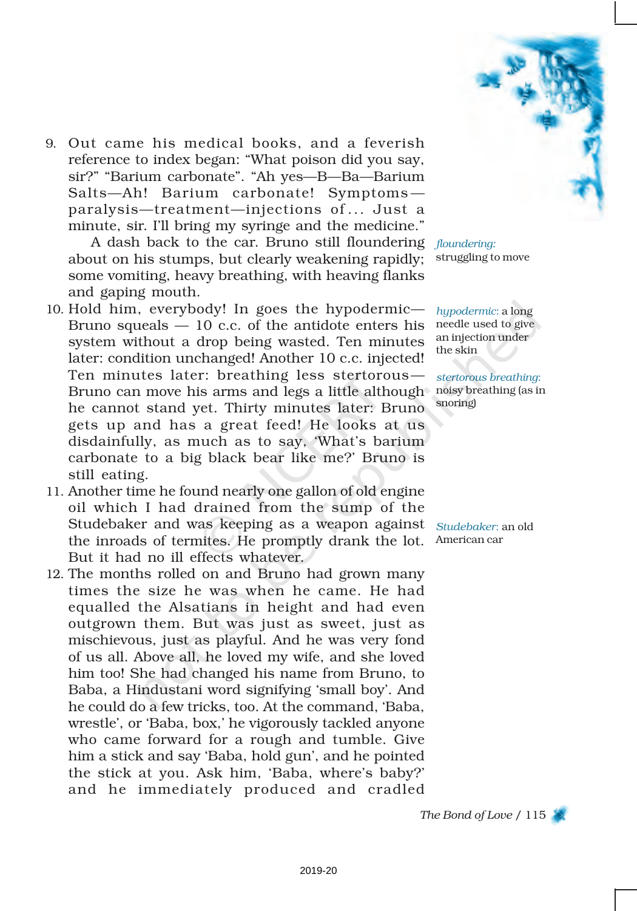9. Out came his medical books, and a feverish reference to index began: "What poison did you say, sir?" "Barium carbonate". "Ah yes—B—Ba—Barium Salts—Ah! Barium carbonate! Symptoms—paralysis—treatment—injections of... Just a minute, sir. I'll bring my syringe and the medicine."

   A dash back to the car. Bruno still floundering about on his stumps, but clearly weakening rapidly; some vomiting, heavy breathing, with heaving flanks and gaping mouth.

10. Hold him, everybody! In goes the hypodermic—Bruno squeals — 10 c.c. of the antidote enters his system without a drop being wasted. Ten minutes later: condition unchanged! Another 10 c.c. injected! Ten minutes later: breathing less stertorous—Bruno can move his arms and legs a little although he cannot stand yet. Thirty minutes later: Bruno gets up and has a great feed! He looks at us disdainfully, as much as to say, 'What's barium carbonate to a big black bear like me?' Bruno is still eating.

11. Another time he found nearly one gallon of old engine oil which I had drained from the sump of the Studebaker and was keeping as a weapon against the inroads of termites. He promptly drank the lot. But it had no ill effects whatever.

12. The months rolled on and Bruno had grown many times the size he was when he came. He had equalled the Alsatians in height and had even outgrown them. But was just as sweet, just as mischievous, just as playful. And he was very fond of us all. Above all, he loved my wife, and she loved him too! She had changed his name from Bruno, to Baba, a Hindustani word signifying 'small boy'. And he could do a few tricks, too. At the command, 'Baba, wrestle', or 'Baba, box,' he vigorously tackled anyone who came forward for a rough and tumble. Give him a stick and say 'Baba, hold gun', and he pointed the stick at you. Ask him, 'Baba, where's baby?' and he immediately produced and cradled

*floundering*: struggling to move

*hypodermic*: a long needle used to give an injection under the skin

*stertorous breathing*: noisy breathing (as in snoring)

*Studebaker*: an old American car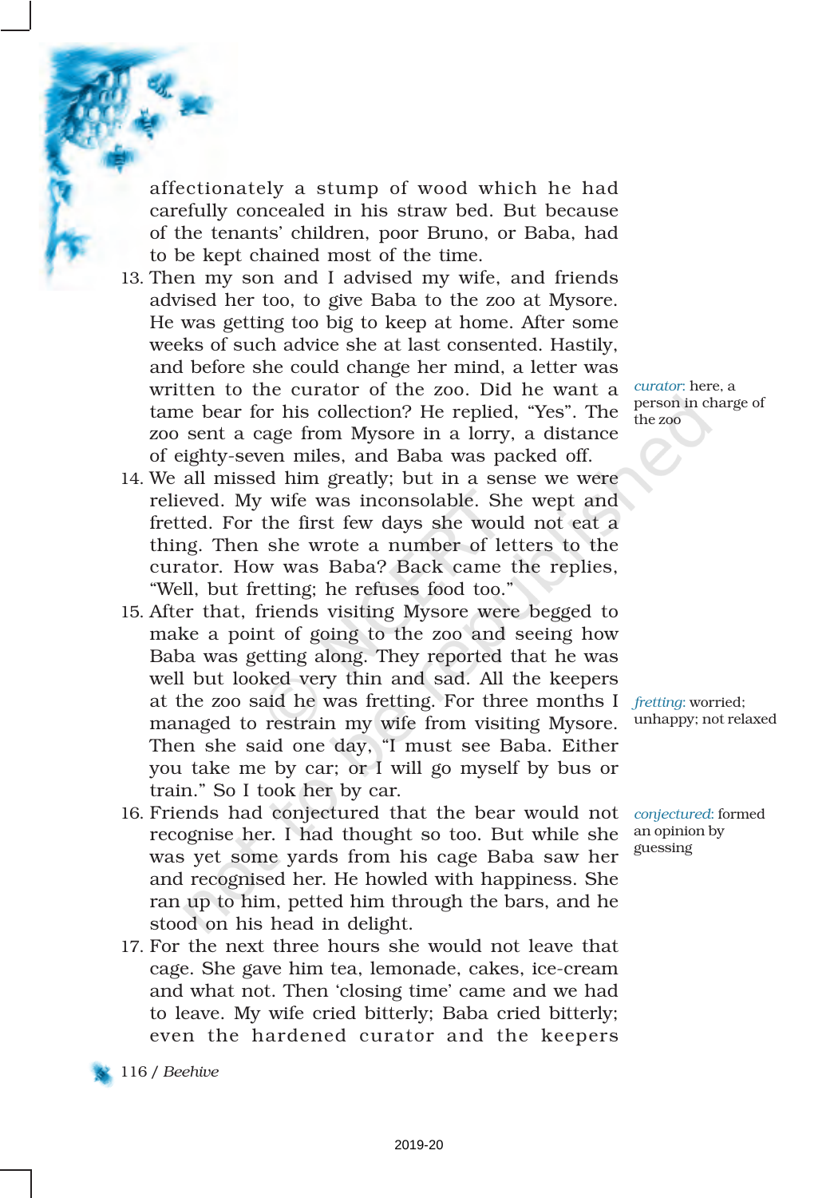affectionately a stump of wood which he had carefully concealed in his straw bed. But because of the tenants' children, poor Bruno, or Baba, had to be kept chained most of the time.

13. Then my son and I advised my wife, and friends advised her too, to give Baba to the zoo at Mysore. He was getting too big to keep at home. After some weeks of such advice she at last consented. Hastily, and before she could change her mind, a letter was written to the curator of the zoo. Did he want a tame bear for his collection? He replied, "Yes". The zoo sent a cage from Mysore in a lorry, a distance of eighty-seven miles, and Baba was packed off.

*curator*: here, a person in charge of the zoo

14. We all missed him greatly; but in a sense we were relieved. My wife was inconsolable. She wept and fretted. For the first few days she would not eat a thing. Then she wrote a number of letters to the curator. How was Baba? Back came the replies, "Well, but fretting; he refuses food too."

15. After that, friends visiting Mysore were begged to make a point of going to the zoo and seeing how Baba was getting along. They reported that he was well but looked very thin and sad. All the keepers at the zoo said he was fretting. For three months I managed to restrain my wife from visiting Mysore. Then she said one day, "I must see Baba. Either you take me by car; or I will go myself by bus or train." So I took her by car.

*fretting*: worried; unhappy; not relaxed

16. Friends had conjectured that the bear would not recognise her. I had thought so too. But while she was yet some yards from his cage Baba saw her and recognised her. He howled with happiness. She ran up to him, petted him through the bars, and he stood on his head in delight.

*conjectured*: formed an opinion by guessing

17. For the next three hours she would not leave that cage. She gave him tea, lemonade, cakes, ice-cream and what not. Then 'closing time' came and we had to leave. My wife cried bitterly; Baba cried bitterly; even the hardened curator and the keepers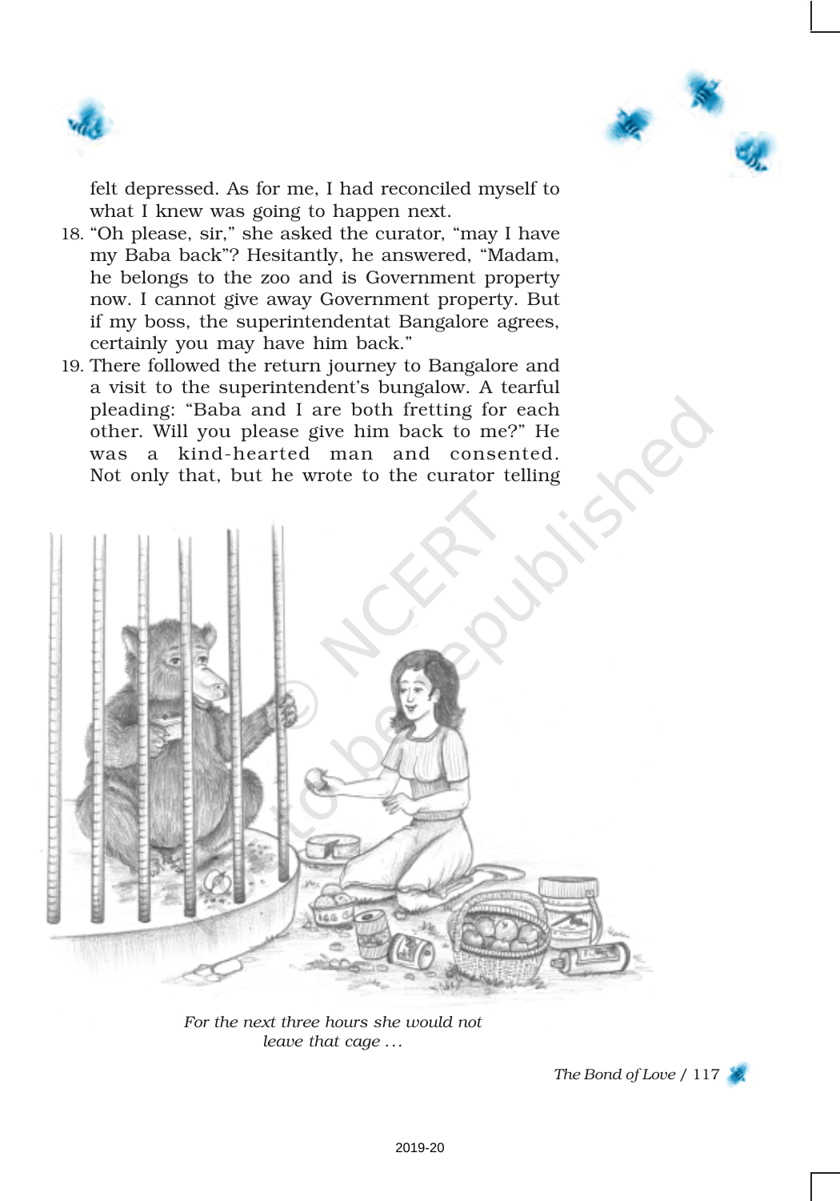felt depressed. As for me, I had reconciled myself to what I knew was going to happen next.

18. "Oh please, sir," she asked the curator, "may I have my Baba back"? Hesitantly, he answered, "Madam, he belongs to the zoo and is Government property now. I cannot give away Government property. But if my boss, the superintendentat Bangalore agrees, certainly you may have him back."

19. There followed the return journey to Bangalore and a visit to the superintendent's bungalow. A tearful pleading: "Baba and I are both fretting for each other. Will you please give him back to me?" He was a kind-hearted man and consented. Not only that, but he wrote to the curator telling

*For the next three hours she would not leave that cage ...*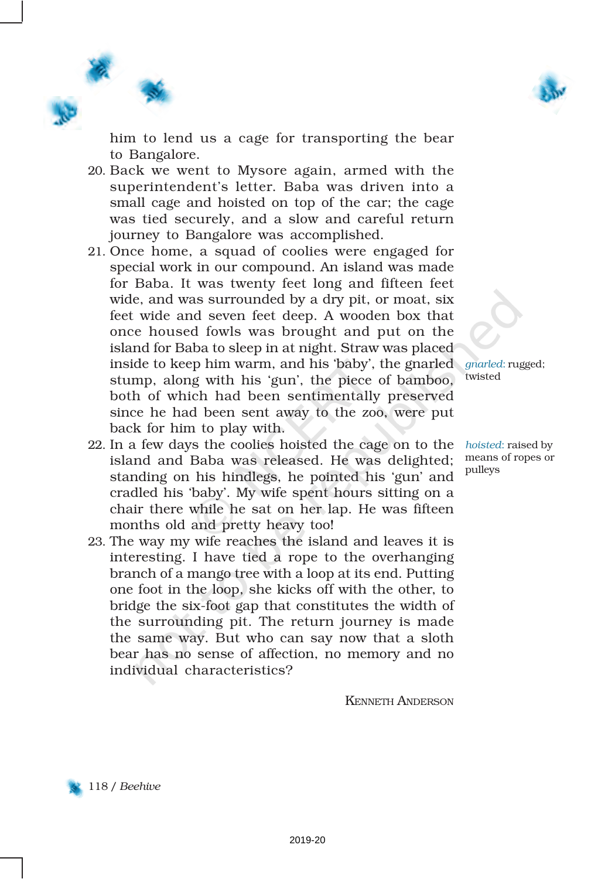him to lend us a cage for transporting the bear to Bangalore.

20. Back we went to Mysore again, armed with the superintendent's letter. Baba was driven into a small cage and hoisted on top of the car; the cage was tied securely, and a slow and careful return journey to Bangalore was accomplished.

21. Once home, a squad of coolies were engaged for special work in our compound. An island was made for Baba. It was twenty feet long and fifteen feet wide, and was surrounded by a dry pit, or moat, six feet wide and seven feet deep. A wooden box that once housed fowls was brought and put on the island for Baba to sleep in at night. Straw was placed inside to keep him warm, and his 'baby', the gnarled stump, along with his 'gun', the piece of bamboo, both of which had been sentimentally preserved since he had been sent away to the zoo, were put back for him to play with.

22. In a few days the coolies hoisted the cage on to the island and Baba was released. He was delighted; standing on his hindlegs, he pointed his 'gun' and cradled his 'baby'. My wife spent hours sitting on a chair there while he sat on her lap. He was fifteen months old and pretty heavy too!

23. The way my wife reaches the island and leaves it is interesting. I have tied a rope to the overhanging branch of a mango tree with a loop at its end. Putting one foot in the loop, she kicks off with the other, to bridge the six-foot gap that constitutes the width of the surrounding pit. The return journey is made the same way. But who can say now that a sloth bear has no sense of affection, no memory and no individual characteristics?

KENNETH ANDERSON

*gnarled*: rugged; twisted

*hoisted*: raised by means of ropes or pulleys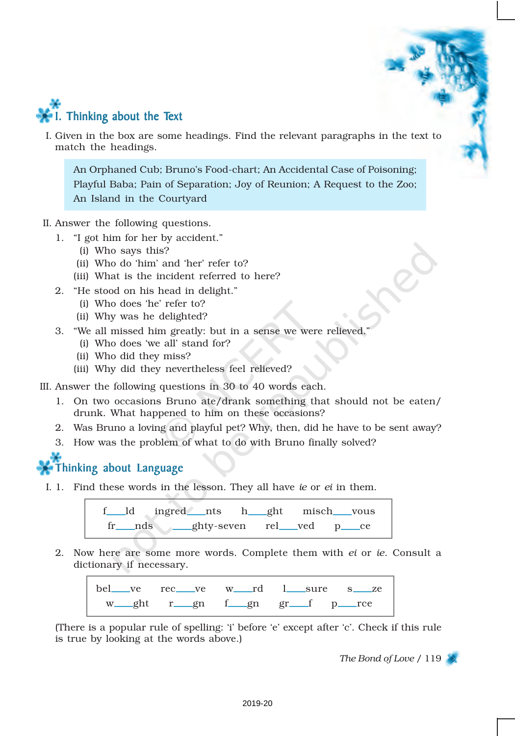## I. Thinking about the Text

I. Given in the box are some headings. Find the relevant paragraphs in the text to match the headings.

> An Orphaned Cub; Bruno's Food-chart; An Accidental Case of Poisoning; Playful Baba; Pain of Separation; Joy of Reunion; A Request to the Zoo; An Island in the Courtyard

II. Answer the following questions.

1. "I got him for her by accident."
   - (i) Who says this?
   - (ii) Who do 'him' and 'her' refer to?
   - (iii) What is the incident referred to here?
2. "He stood on his head in delight."
   - (i) Who does 'he' refer to?
   - (ii) Why was he delighted?
3. "We all missed him greatly: but in a sense we were relieved."
   - (i) Who does 'we all' stand for?
   - (ii) Who did they miss?
   - (iii) Why did they nevertheless feel relieved?

III. Answer the following questions in 30 to 40 words each.

1. On two occasions Bruno ate/drank something that should not be eaten/drunk. What happened to him on these occasions?
2. Was Bruno a loving and playful pet? Why, then, did he have to be sent away?
3. How was the problem of what to do with Bruno finally solved?

## Thinking about Language

I. 1. Find these words in the lesson. They all have *ie* or *ei* in them.

| f____ld | ingred____nts | h____ght | misch____vous |
|---|---|---|---|
| fr____nds | ____ghty-seven | rel____ved | p____ce |

2. Now here are some more words. Complete them with *ei* or *ie*. Consult a dictionary if necessary.

| bel____ve | rec____ve | w____rd | l____sure | s____ze |
|---|---|---|---|---|
| w____ght | r____gn | f____gn | gr____f | p____rce |

(There is a popular rule of spelling: 'i' before 'e' except after 'c'. Check if this rule is true by looking at the words above.)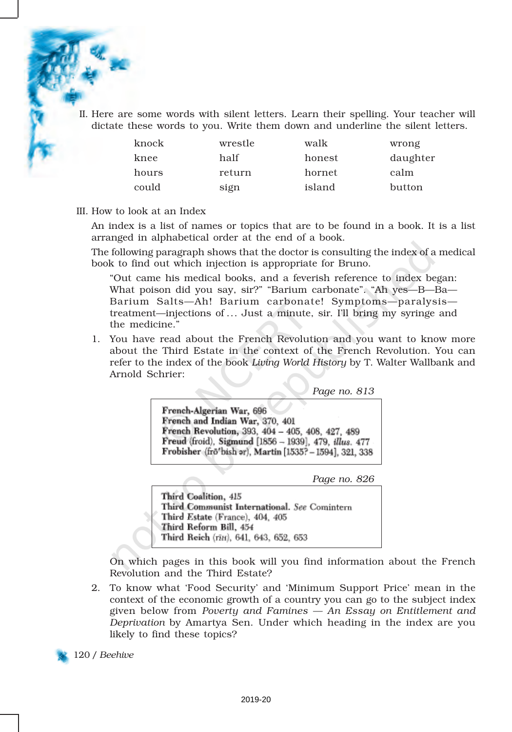II. Here are some words with silent letters. Learn their spelling. Your teacher will dictate these words to you. Write them down and underline the silent letters.

| | | | |
|---|---|---|---|
| knock | wrestle | walk | wrong |
| knee | half | honest | daughter |
| hours | return | hornet | calm |
| could | sign | island | button |

III. How to look at an Index

An index is a list of names or topics that are to be found in a book. It is a list arranged in alphabetical order at the end of a book.

The following paragraph shows that the doctor is consulting the index of a medical book to find out which injection is appropriate for Bruno.

> "Out came his medical books, and a feverish reference to index began: What poison did you say, sir?" "Barium carbonate". "Ah yes—B—Ba—Barium Salts—Ah! Barium carbonate! Symptoms—paralysis—treatment—injections of ... Just a minute, sir. I'll bring my syringe and the medicine."

1. You have read about the French Revolution and you want to know more about the Third Estate in the context of the French Revolution. You can refer to the index of the book *Living World History* by T. Walter Wallbank and Arnold Schrier:

   *Page no. 813*

   **French-Algerian War,** 696
   **French and Indian War,** 370, 401
   **French Revolution,** 393, 404 – 405, 408, 427, 489
   **Freud** (froid), **Sigmund** [1856 – 1939], 479, *illus.* 477
   **Frobisher** (frō'bish ər), **Martin** [1535? – 1594], 321, 338

   *Page no. 826*

   **Third Coalition,** 415
   **Third Communist International.** *See* Comintern
   **Third Estate** (France), 404, 405
   **Third Reform Bill,** 454
   **Third Reich** (rīH), 641, 643, 652, 653

   On which pages in this book will you find information about the French Revolution and the Third Estate?

2. To know what 'Food Security' and 'Minimum Support Price' mean in the context of the economic growth of a country you can go to the subject index given below from *Poverty and Famines — An Essay on Entitlement and Deprivation* by Amartya Sen. Under which heading in the index are you likely to find these topics?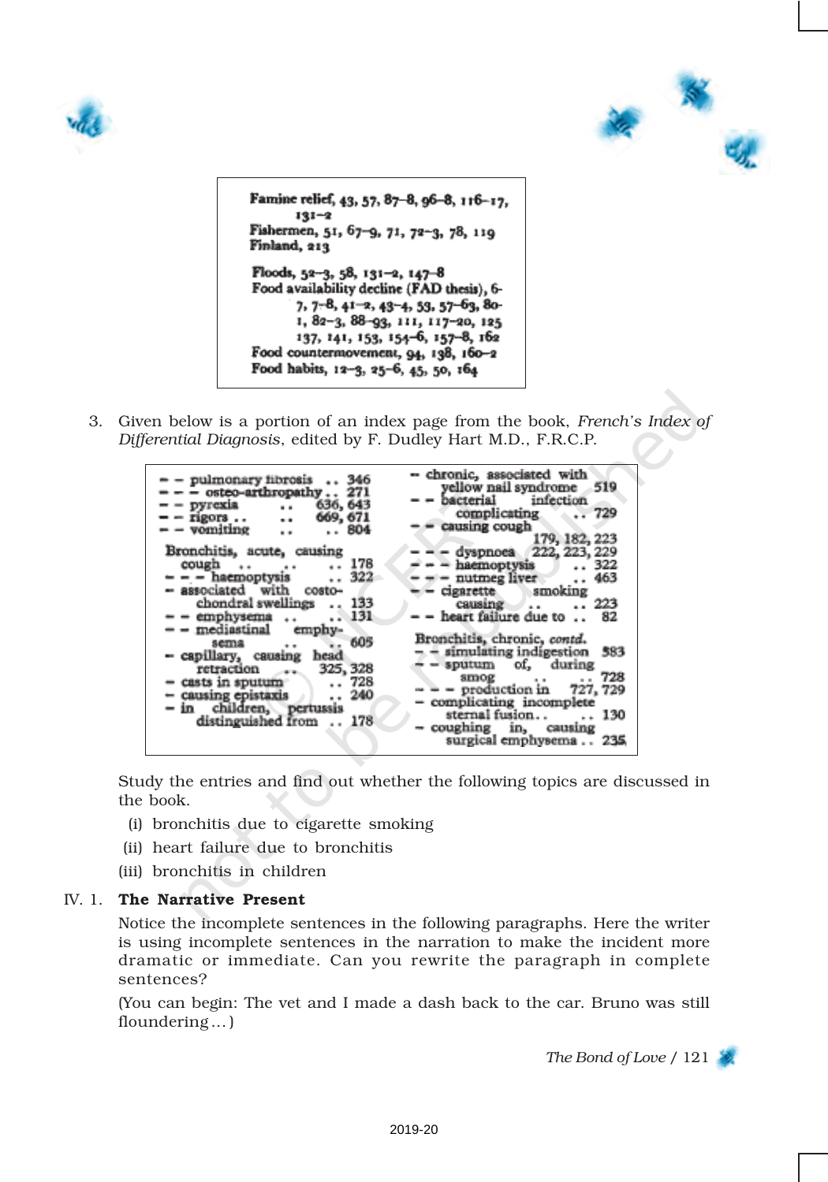Famine relief, 43, 57, 87–8, 96–8, 116–17, 131–2
Fishermen, 51, 67–9, 71, 72–3, 78, 119
Finland, 213

Floods, 52–3, 58, 131–2, 147–8
Food availability decline (FAD thesis), 6-7, 7–8, 41–2, 43–4, 53, 57–63, 80-1, 82–3, 88–93, 111, 117–20, 125 137, 141, 153, 154–6, 157–8, 162
Food countermovement, 94, 138, 160–2
Food habits, 12–3, 25–6, 45, 50, 164

3. Given below is a portion of an index page from the book, *French's Index of Differential Diagnosis*, edited by F. Dudley Hart M.D., F.R.C.P.

– – pulmonary fibrosis .. 346
– – – osteo-arthropathy .. 271
– – pyrexia .. .. 636, 643
– – rigors .. .. 669, 671
– – vomiting .. .. 804

Bronchitis, acute, causing cough .. .. .. 178
– – – haemoptysis .. 322
– associated with costo-chondral swellings .. 133
– – emphysema .. .. 131
– – mediastinal emphysema .. .. 605
– capillary, causing head retraction .. 325, 328
– casts in sputum .. 728
– causing epistaxis .. 240
– in children, pertussis distinguished from .. 178

– chronic, associated with yellow nail syndrome 519
– – bacterial infection complicating .. 729
– – causing cough 179, 182, 223
– – – dyspnoea 222, 223, 229
– – – haemoptysis .. 322
– – – nutmeg liver .. 463
– – cigarette smoking causing .. .. 223
– – heart failure due to .. 82

Bronchitis, chronic, *contd.*
– – simulating indigestion 583
– – sputum of, during smog .. .. 728
– – – production in 727, 729
– complicating incomplete sternal fusion.. .. 130
– coughing in, causing surgical emphysema .. 235

Study the entries and find out whether the following topics are discussed in the book.

(i) bronchitis due to cigarette smoking
(ii) heart failure due to bronchitis
(iii) bronchitis in children

IV. 1. **The Narrative Present**

Notice the incomplete sentences in the following paragraphs. Here the writer is using incomplete sentences in the narration to make the incident more dramatic or immediate. Can you rewrite the paragraph in complete sentences?

(You can begin: The vet and I made a dash back to the car. Bruno was still floundering…)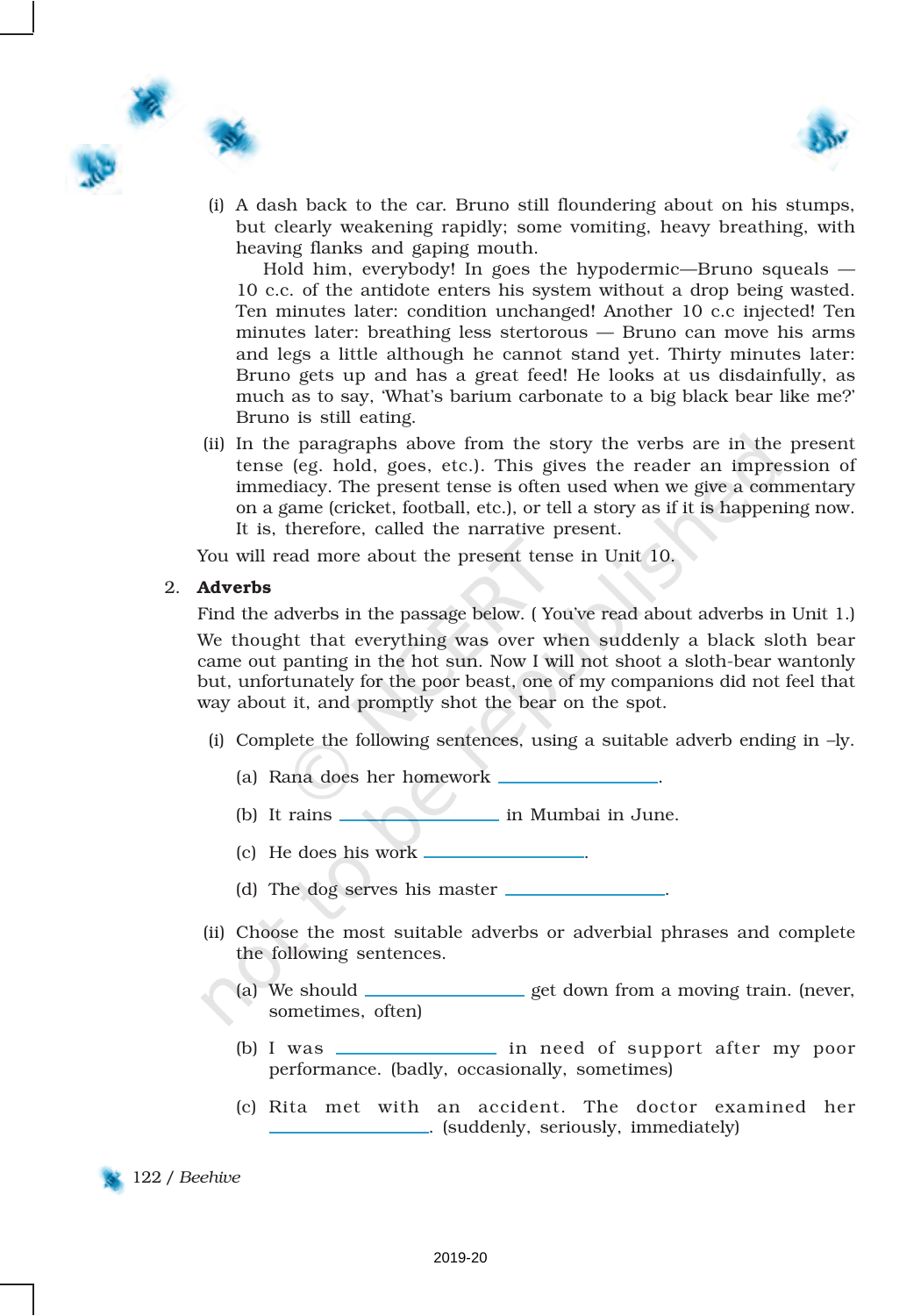(i) A dash back to the car. Bruno still floundering about on his stumps, but clearly weakening rapidly; some vomiting, heavy breathing, with heaving flanks and gaping mouth.

Hold him, everybody! In goes the hypodermic—Bruno squeals — 10 c.c. of the antidote enters his system without a drop being wasted. Ten minutes later: condition unchanged! Another 10 c.c injected! Ten minutes later: breathing less stertorous — Bruno can move his arms and legs a little although he cannot stand yet. Thirty minutes later: Bruno gets up and has a great feed! He looks at us disdainfully, as much as to say, 'What's barium carbonate to a big black bear like me?' Bruno is still eating.

(ii) In the paragraphs above from the story the verbs are in the present tense (eg. hold, goes, etc.). This gives the reader an impression of immediacy. The present tense is often used when we give a commentary on a game (cricket, football, etc.), or tell a story as if it is happening now. It is, therefore, called the narrative present.

You will read more about the present tense in Unit 10.

2. **Adverbs**

Find the adverbs in the passage below. ( You've read about adverbs in Unit 1.)

We thought that everything was over when suddenly a black sloth bear came out panting in the hot sun. Now I will not shoot a sloth-bear wantonly but, unfortunately for the poor beast, one of my companions did not feel that way about it, and promptly shot the bear on the spot.

(i) Complete the following sentences, using a suitable adverb ending in –ly.

(a) Rana does her homework \_\_\_\_\_\_\_\_\_\_\_\_\_\_\_\_.

(b) It rains \_\_\_\_\_\_\_\_\_\_\_\_\_\_\_\_ in Mumbai in June.

(c) He does his work \_\_\_\_\_\_\_\_\_\_\_\_\_\_\_\_.

(d) The dog serves his master \_\_\_\_\_\_\_\_\_\_\_\_\_\_\_\_.

(ii) Choose the most suitable adverbs or adverbial phrases and complete the following sentences.

(a) We should \_\_\_\_\_\_\_\_\_\_\_\_\_\_\_\_ get down from a moving train. (never, sometimes, often)

(b) I was \_\_\_\_\_\_\_\_\_\_\_\_\_\_\_\_ in need of support after my poor performance. (badly, occasionally, sometimes)

(c) Rita met with an accident. The doctor examined her \_\_\_\_\_\_\_\_\_\_\_\_\_\_\_\_. (suddenly, seriously, immediately)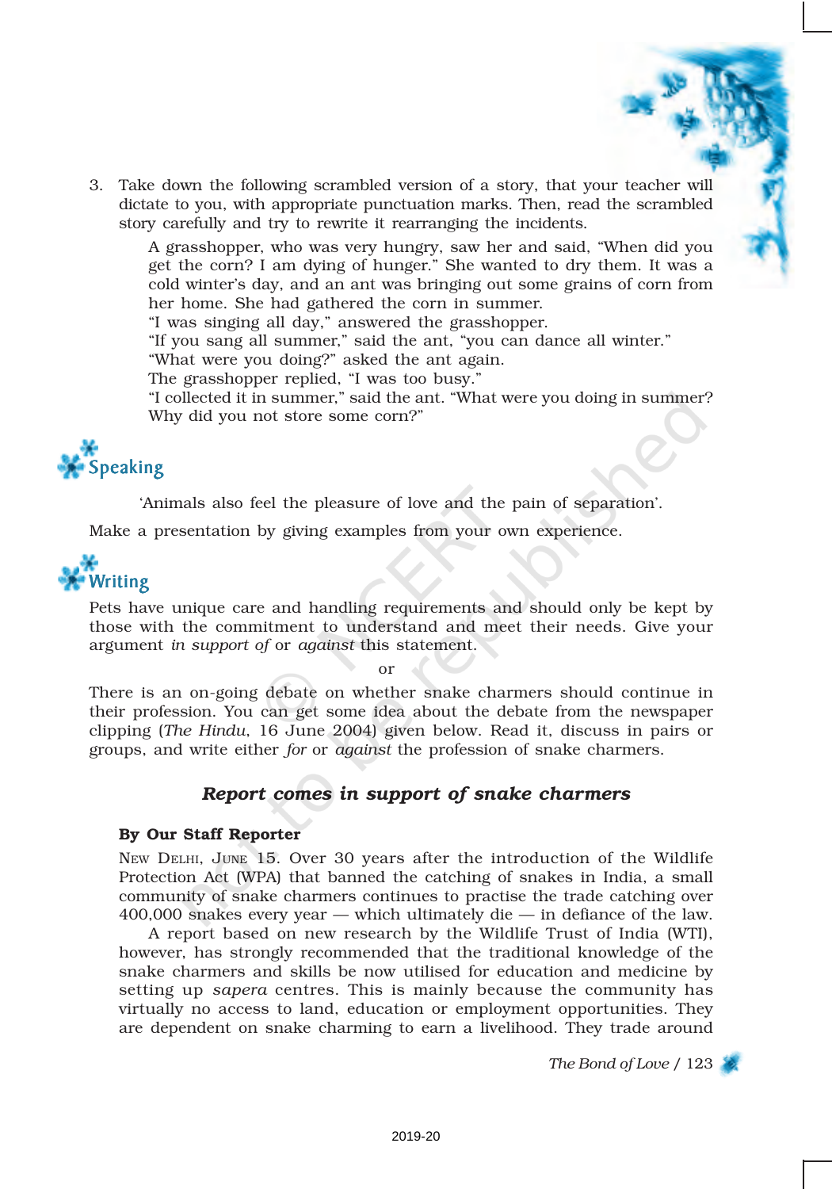3. Take down the following scrambled version of a story, that your teacher will dictate to you, with appropriate punctuation marks. Then, read the scrambled story carefully and try to rewrite it rearranging the incidents.

   A grasshopper, who was very hungry, saw her and said, "When did you get the corn? I am dying of hunger." She wanted to dry them. It was a cold winter's day, and an ant was bringing out some grains of corn from her home. She had gathered the corn in summer.
   "I was singing all day," answered the grasshopper.
   "If you sang all summer," said the ant, "you can dance all winter."
   "What were you doing?" asked the ant again.
   The grasshopper replied, "I was too busy."
   "I collected it in summer," said the ant. "What were you doing in summer? Why did you not store some corn?"

## Speaking

'Animals also feel the pleasure of love and the pain of separation'.

Make a presentation by giving examples from your own experience.

## Writing

Pets have unique care and handling requirements and should only be kept by those with the commitment to understand and meet their needs. Give your argument *in support of* or *against* this statement.

or

There is an on-going debate on whether snake charmers should continue in their profession. You can get some idea about the debate from the newspaper clipping (*The Hindu*, 16 June 2004) given below. Read it, discuss in pairs or groups, and write either *for* or *against* the profession of snake charmers.

### *Report comes in support of snake charmers*

**By Our Staff Reporter**

New Delhi, June 15. Over 30 years after the introduction of the Wildlife Protection Act (WPA) that banned the catching of snakes in India, a small community of snake charmers continues to practise the trade catching over 400,000 snakes every year — which ultimately die — in defiance of the law.

A report based on new research by the Wildlife Trust of India (WTI), however, has strongly recommended that the traditional knowledge of the snake charmers and skills be now utilised for education and medicine by setting up *sapera* centres. This is mainly because the community has virtually no access to land, education or employment opportunities. They are dependent on snake charming to earn a livelihood. They trade around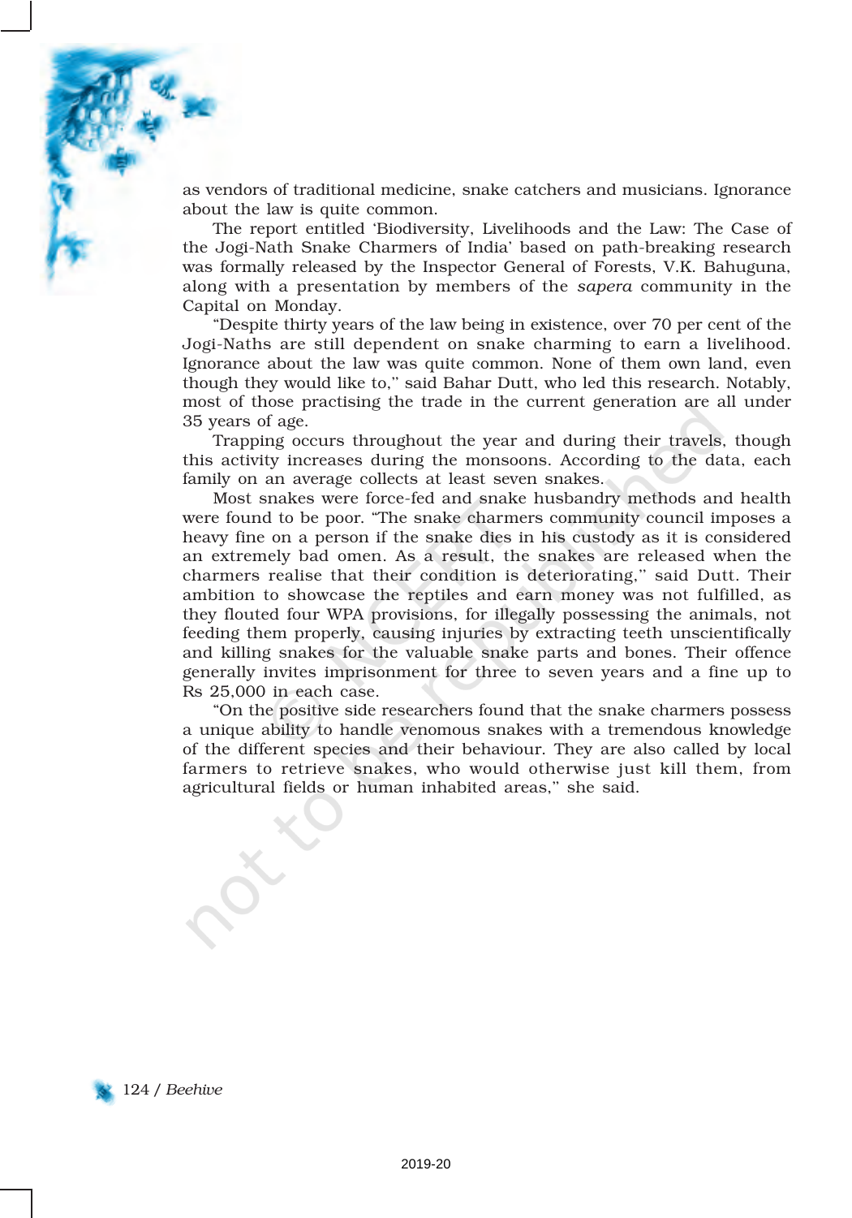as vendors of traditional medicine, snake catchers and musicians. Ignorance about the law is quite common.

The report entitled 'Biodiversity, Livelihoods and the Law: The Case of the Jogi-Nath Snake Charmers of India' based on path-breaking research was formally released by the Inspector General of Forests, V.K. Bahuguna, along with a presentation by members of the *sapera* community in the Capital on Monday.

"Despite thirty years of the law being in existence, over 70 per cent of the Jogi-Naths are still dependent on snake charming to earn a livelihood. Ignorance about the law was quite common. None of them own land, even though they would like to," said Bahar Dutt, who led this research. Notably, most of those practising the trade in the current generation are all under 35 years of age.

Trapping occurs throughout the year and during their travels, though this activity increases during the monsoons. According to the data, each family on an average collects at least seven snakes.

Most snakes were force-fed and snake husbandry methods and health were found to be poor. "The snake charmers community council imposes a heavy fine on a person if the snake dies in his custody as it is considered an extremely bad omen. As a result, the snakes are released when the charmers realise that their condition is deteriorating," said Dutt. Their ambition to showcase the reptiles and earn money was not fulfilled, as they flouted four WPA provisions, for illegally possessing the animals, not feeding them properly, causing injuries by extracting teeth unscientifically and killing snakes for the valuable snake parts and bones. Their offence generally invites imprisonment for three to seven years and a fine up to Rs 25,000 in each case.

"On the positive side researchers found that the snake charmers possess a unique ability to handle venomous snakes with a tremendous knowledge of the different species and their behaviour. They are also called by local farmers to retrieve snakes, who would otherwise just kill them, from agricultural fields or human inhabited areas," she said.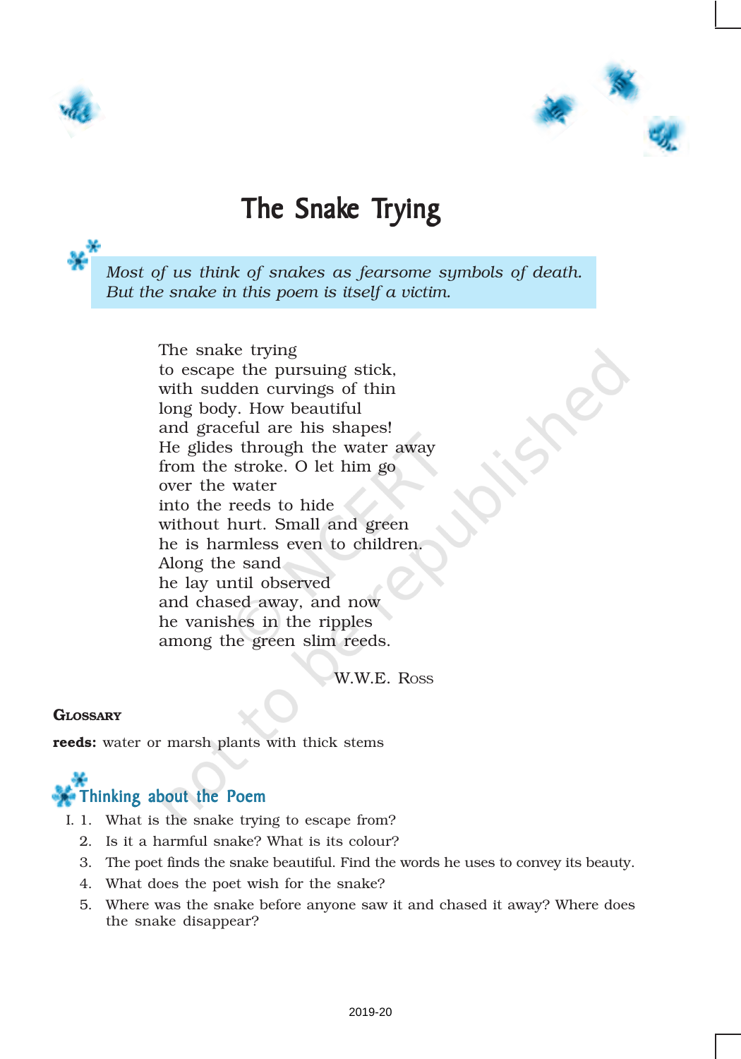# The Snake Trying

*Most of us think of snakes as fearsome symbols of death. But the snake in this poem is itself a victim.*

The snake trying  
to escape the pursuing stick,  
with sudden curvings of thin  
long body. How beautiful  
and graceful are his shapes!  
He glides through the water away  
from the stroke. O let him go  
over the water  
into the reeds to hide  
without hurt. Small and green  
he is harmless even to children.  
Along the sand  
he lay until observed  
and chased away, and now  
he vanishes in the ripples  
among the green slim reeds.

W.W.E. Ross

**Glossary**

**reeds:** water or marsh plants with thick stems

## Thinking about the Poem

I. 1. What is the snake trying to escape from?

2. Is it a harmful snake? What is its colour?

3. The poet finds the snake beautiful. Find the words he uses to convey its beauty.

4. What does the poet wish for the snake?

5. Where was the snake before anyone saw it and chased it away? Where does the snake disappear?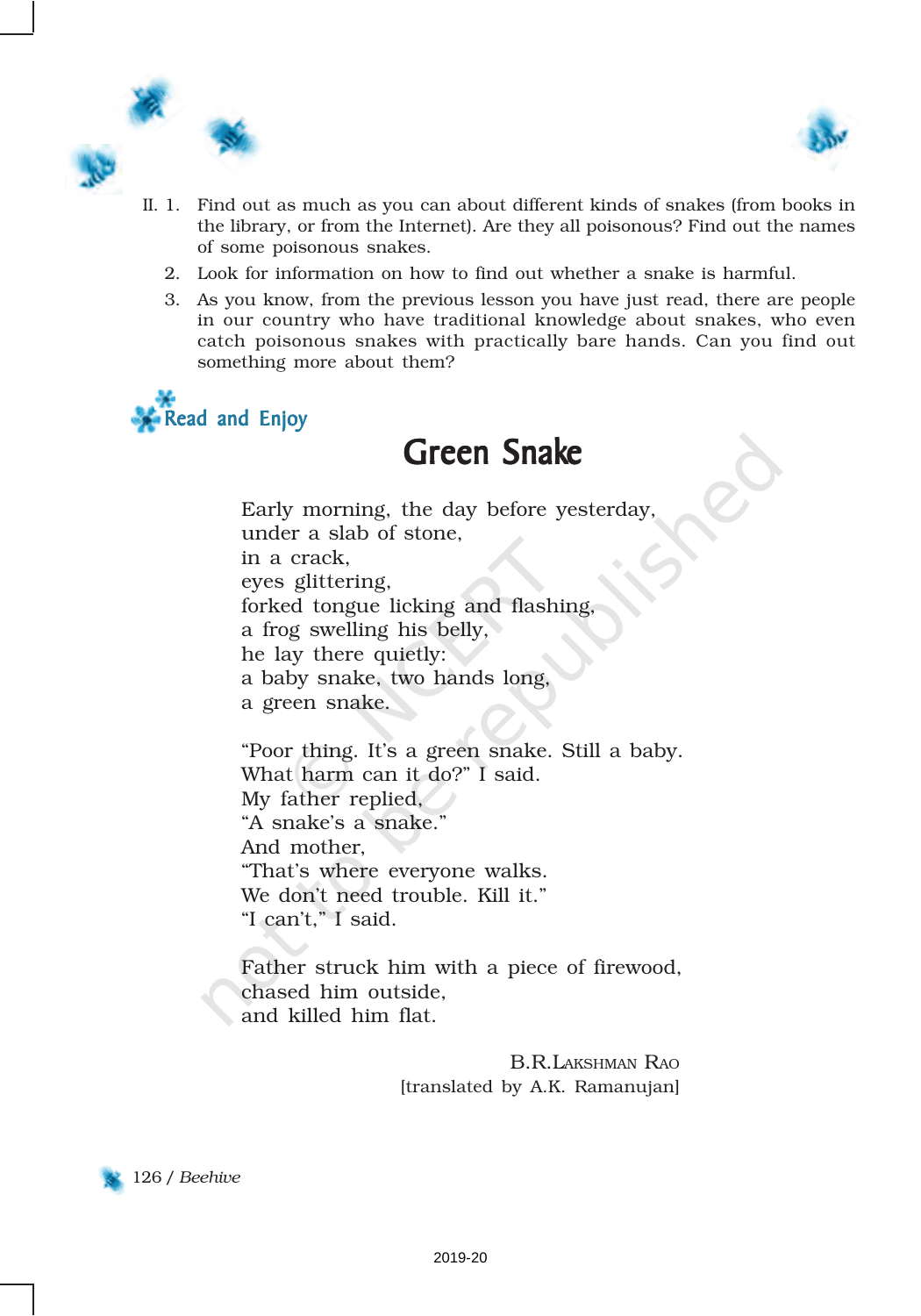II. 1. Find out as much as you can about different kinds of snakes (from books in the library, or from the Internet). Are they all poisonous? Find out the names of some poisonous snakes.

2. Look for information on how to find out whether a snake is harmful.

3. As you know, from the previous lesson you have just read, there are people in our country who have traditional knowledge about snakes, who even catch poisonous snakes with practically bare hands. Can you find out something more about them?

### Read and Enjoy

## Green Snake

Early morning, the day before yesterday,
under a slab of stone,
in a crack,
eyes glittering,
forked tongue licking and flashing,
a frog swelling his belly,
he lay there quietly:
a baby snake, two hands long,
a green snake.

"Poor thing. It's a green snake. Still a baby.
What harm can it do?" I said.
My father replied,
"A snake's a snake."
And mother,
"That's where everyone walks.
We don't need trouble. Kill it."
"I can't," I said.

Father struck him with a piece of firewood,
chased him outside,
and killed him flat.

B.R. Lakshman Rao
[translated by A.K. Ramanujan]